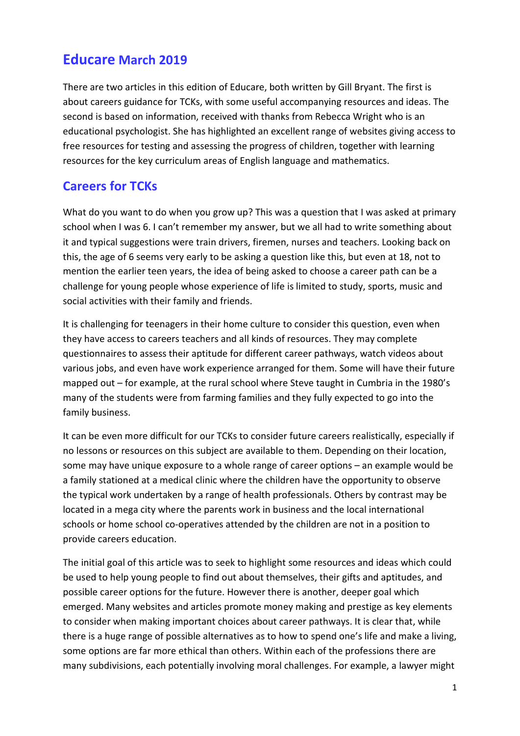# Educare March 2019

There are two articles in this edition of Educare, both written by Gill Bryant. The first is about careers guidance for TCKs, with some useful accompanying resources and ideas. The second is based on information, received with thanks from Rebecca Wright who is an educational psychologist. She has highlighted an excellent range of websites giving access to free resources for testing and assessing the progress of children, together with learning resources for the key curriculum areas of English language and mathematics.

## Careers for TCKs

What do you want to do when you grow up? This was a question that I was asked at primary school when I was 6. I can't remember my answer, but we all had to write something about it and typical suggestions were train drivers, firemen, nurses and teachers. Looking back on this, the age of 6 seems very early to be asking a question like this, but even at 18, not to mention the earlier teen years, the idea of being asked to choose a career path can be a challenge for young people whose experience of life is limited to study, sports, music and social activities with their family and friends.

It is challenging for teenagers in their home culture to consider this question, even when they have access to careers teachers and all kinds of resources. They may complete questionnaires to assess their aptitude for different career pathways, watch videos about various jobs, and even have work experience arranged for them. Some will have their future mapped out – for example, at the rural school where Steve taught in Cumbria in the 1980's many of the students were from farming families and they fully expected to go into the family business.

It can be even more difficult for our TCKs to consider future careers realistically, especially if no lessons or resources on this subject are available to them. Depending on their location, some may have unique exposure to a whole range of career options – an example would be a family stationed at a medical clinic where the children have the opportunity to observe the typical work undertaken by a range of health professionals. Others by contrast may be located in a mega city where the parents work in business and the local international schools or home school co-operatives attended by the children are not in a position to provide careers education.

The initial goal of this article was to seek to highlight some resources and ideas which could be used to help young people to find out about themselves, their gifts and aptitudes, and possible career options for the future. However there is another, deeper goal which emerged. Many websites and articles promote money making and prestige as key elements to consider when making important choices about career pathways. It is clear that, while there is a huge range of possible alternatives as to how to spend one's life and make a living, some options are far more ethical than others. Within each of the professions there are many subdivisions, each potentially involving moral challenges. For example, a lawyer might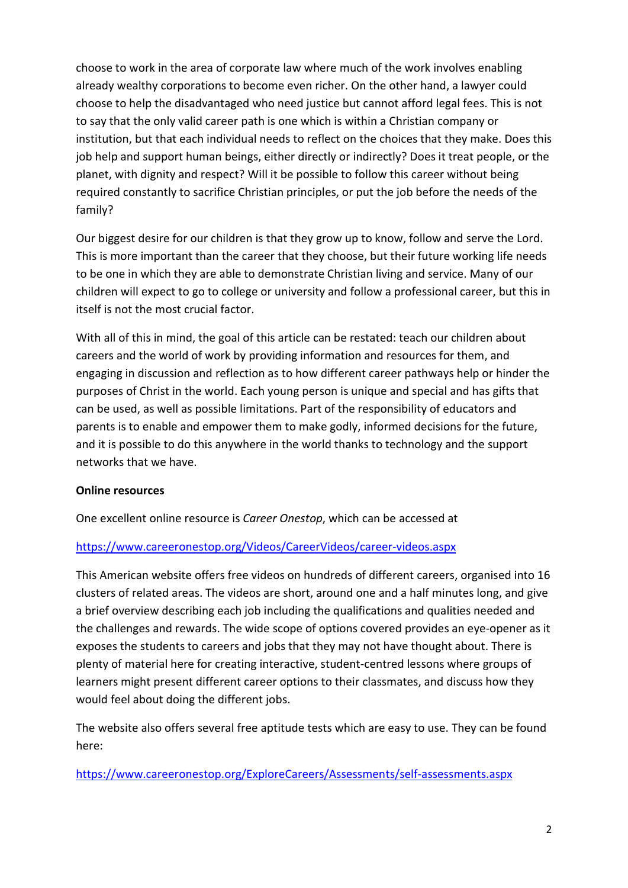choose to work in the area of corporate law where much of the work involves enabling already wealthy corporations to become even richer. On the other hand, a lawyer could choose to help the disadvantaged who need justice but cannot afford legal fees. This is not to say that the only valid career path is one which is within a Christian company or institution, but that each individual needs to reflect on the choices that they make. Does this job help and support human beings, either directly or indirectly? Does it treat people, or the planet, with dignity and respect? Will it be possible to follow this career without being required constantly to sacrifice Christian principles, or put the job before the needs of the family?

Our biggest desire for our children is that they grow up to know, follow and serve the Lord. This is more important than the career that they choose, but their future working life needs to be one in which they are able to demonstrate Christian living and service. Many of our children will expect to go to college or university and follow a professional career, but this in itself is not the most crucial factor.

With all of this in mind, the goal of this article can be restated: teach our children about careers and the world of work by providing information and resources for them, and engaging in discussion and reflection as to how different career pathways help or hinder the purposes of Christ in the world. Each young person is unique and special and has gifts that can be used, as well as possible limitations. Part of the responsibility of educators and parents is to enable and empower them to make godly, informed decisions for the future, and it is possible to do this anywhere in the world thanks to technology and the support networks that we have.

**Online resources**

One excellent online resource is *Career Onestop*, which can be accessed at

https://www.careeronestop.org/Videos/CareerVideos/career-videos.aspx

This American website offers free videos on hundreds of different careers, organised into 16 clusters of related areas. The videos are short, around one and a half minutes long, and give a brief overview describing each job including the qualifications and qualities needed and the challenges and rewards. The wide scope of options covered provides an eye-opener as it exposes the students to careers and jobs that they may not have thought about. There is plenty of material here for creating interactive, student-centred lessons where groups of learners might present different career options to their classmates, and discuss how they would feel about doing the different jobs.

The website also offers several free aptitude tests which are easy to use. They can be found here:

https://www.careeronestop.org/ExploreCareers/Assessments/self-assessments.aspx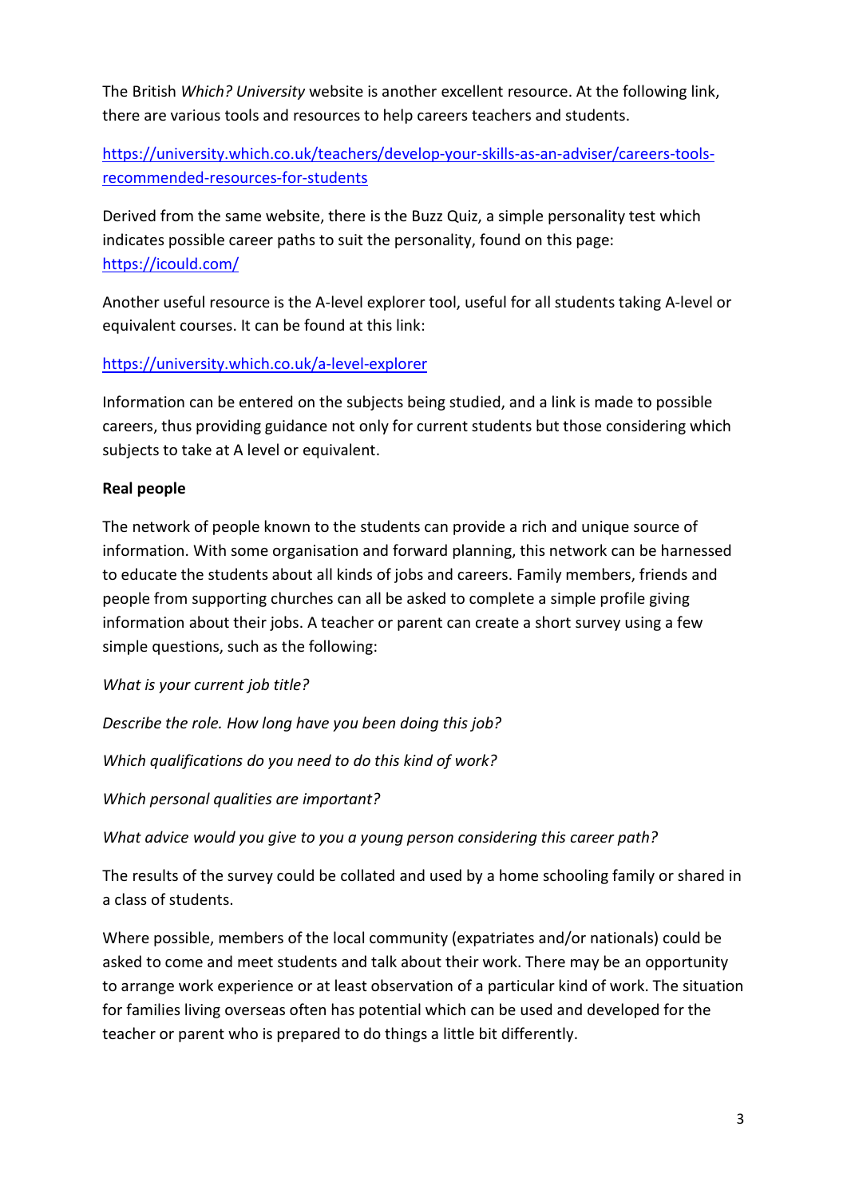The British *Which? University* website is another excellent resource. At the following link, there are various tools and resources to help careers teachers and students.

https://university.which.co.uk/teachers/develop-your-skills-as-an-adviser/careers-tools-recommended-resources-for-students

Derived from the same website, there is the Buzz Quiz, a simple personality test which indicates possible career paths to suit the personality, found on this page: https://icould.com/

Another useful resource is the A-level explorer tool, useful for all students taking A-level or equivalent courses. It can be found at this link:

https://university.which.co.uk/a-level-explorer

Information can be entered on the subjects being studied, and a link is made to possible careers, thus providing guidance not only for current students but those considering which subjects to take at A level or equivalent.

**Real people**

The network of people known to the students can provide a rich and unique source of information. With some organisation and forward planning, this network can be harnessed to educate the students about all kinds of jobs and careers. Family members, friends and people from supporting churches can all be asked to complete a simple profile giving information about their jobs. A teacher or parent can create a short survey using a few simple questions, such as the following:

*What is your current job title?*

*Describe the role. How long have you been doing this job?*

*Which qualifications do you need to do this kind of work?*

*Which personal qualities are important?*

*What advice would you give to you a young person considering this career path?*

The results of the survey could be collated and used by a home schooling family or shared in a class of students.

Where possible, members of the local community (expatriates and/or nationals) could be asked to come and meet students and talk about their work. There may be an opportunity to arrange work experience or at least observation of a particular kind of work. The situation for families living overseas often has potential which can be used and developed for the teacher or parent who is prepared to do things a little bit differently.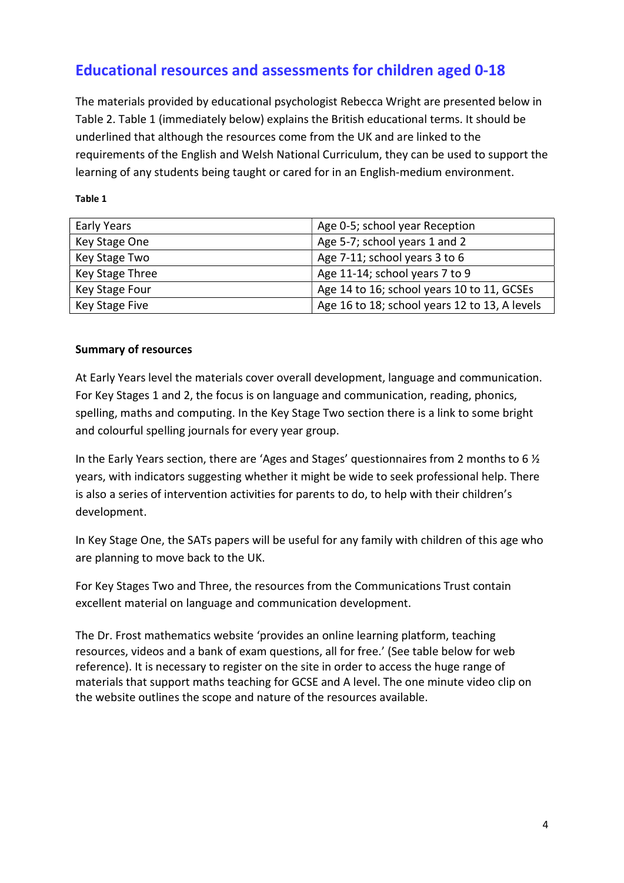## Educational resources and assessments for children aged 0-18

The materials provided by educational psychologist Rebecca Wright are presented below in Table 2. Table 1 (immediately below) explains the British educational terms. It should be underlined that although the resources come from the UK and are linked to the requirements of the English and Welsh National Curriculum, they can be used to support the learning of any students being taught or cared for in an English-medium environment.

**Table 1**

| Early Years | Age 0-5; school year Reception |
|---|---|
| Key Stage One | Age 5-7; school years 1 and 2 |
| Key Stage Two | Age 7-11; school years 3 to 6 |
| Key Stage Three | Age 11-14; school years 7 to 9 |
| Key Stage Four | Age 14 to 16; school years 10 to 11, GCSEs |
| Key Stage Five | Age 16 to 18; school years 12 to 13, A levels |

**Summary of resources**

At Early Years level the materials cover overall development, language and communication. For Key Stages 1 and 2, the focus is on language and communication, reading, phonics, spelling, maths and computing. In the Key Stage Two section there is a link to some bright and colourful spelling journals for every year group.

In the Early Years section, there are 'Ages and Stages' questionnaires from 2 months to 6 ½ years, with indicators suggesting whether it might be wide to seek professional help. There is also a series of intervention activities for parents to do, to help with their children's development.

In Key Stage One, the SATs papers will be useful for any family with children of this age who are planning to move back to the UK.

For Key Stages Two and Three, the resources from the Communications Trust contain excellent material on language and communication development.

The Dr. Frost mathematics website 'provides an online learning platform, teaching resources, videos and a bank of exam questions, all for free.' (See table below for web reference). It is necessary to register on the site in order to access the huge range of materials that support maths teaching for GCSE and A level. The one minute video clip on the website outlines the scope and nature of the resources available.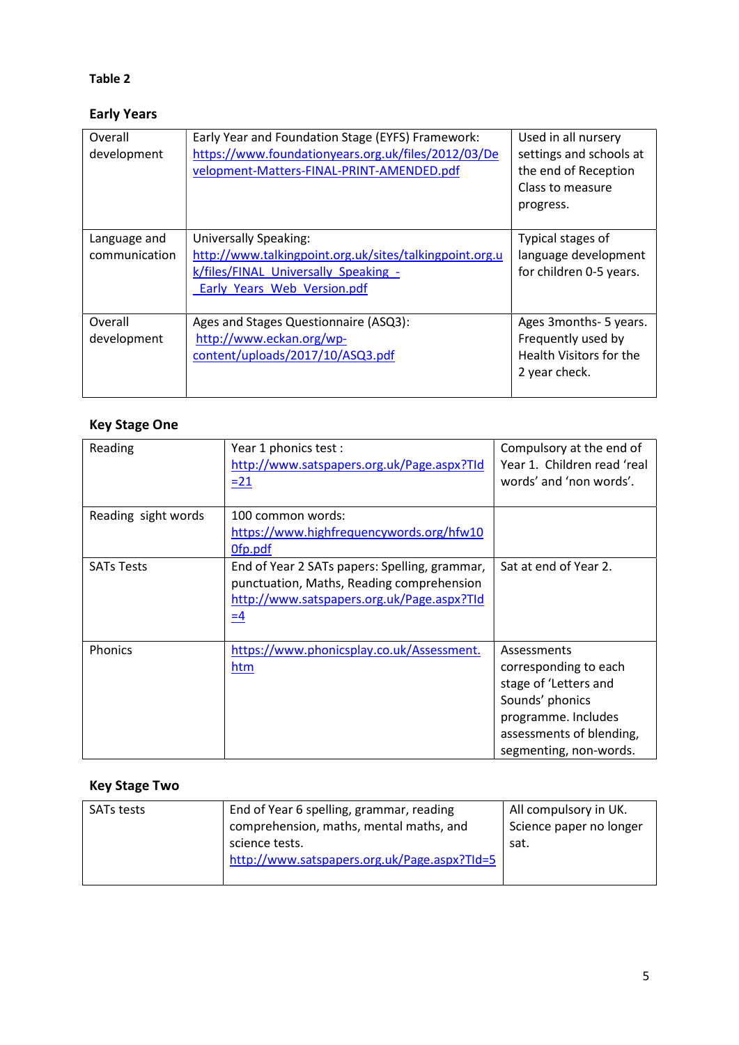**Table 2**

**Early Years**

| | | |
|---|---|---|
| Overall development | Early Year and Foundation Stage (EYFS) Framework: https://www.foundationyears.org.uk/files/2012/03/Development-Matters-FINAL-PRINT-AMENDED.pdf | Used in all nursery settings and schools at the end of Reception Class to measure progress. |
| Language and communication | Universally Speaking: http://www.talkingpoint.org.uk/sites/talkingpoint.org.uk/files/FINAL_Universally_Speaking_-_Early_Years_Web_Version.pdf | Typical stages of language development for children 0-5 years. |
| Overall development | Ages and Stages Questionnaire (ASQ3): http://www.eckan.org/wp-content/uploads/2017/10/ASQ3.pdf | Ages 3months- 5 years. Frequently used by Health Visitors for the 2 year check. |

**Key Stage One**

| | | |
|---|---|---|
| Reading | Year 1 phonics test : http://www.satspapers.org.uk/Page.aspx?TId=21 | Compulsory at the end of Year 1. Children read 'real words' and 'non words'. |
| Reading sight words | 100 common words: https://www.highfrequencywords.org/hfw100fp.pdf | |
| SATs Tests | End of Year 2 SATs papers: Spelling, grammar, punctuation, Maths, Reading comprehension http://www.satspapers.org.uk/Page.aspx?TId=4 | Sat at end of Year 2. |
| Phonics | https://www.phonicsplay.co.uk/Assessment.htm | Assessments corresponding to each stage of 'Letters and Sounds' phonics programme. Includes assessments of blending, segmenting, non-words. |

**Key Stage Two**

| | | |
|---|---|---|
| SATs tests | End of Year 6 spelling, grammar, reading comprehension, maths, mental maths, and science tests. http://www.satspapers.org.uk/Page.aspx?TId=5 | All compulsory in UK. Science paper no longer sat. |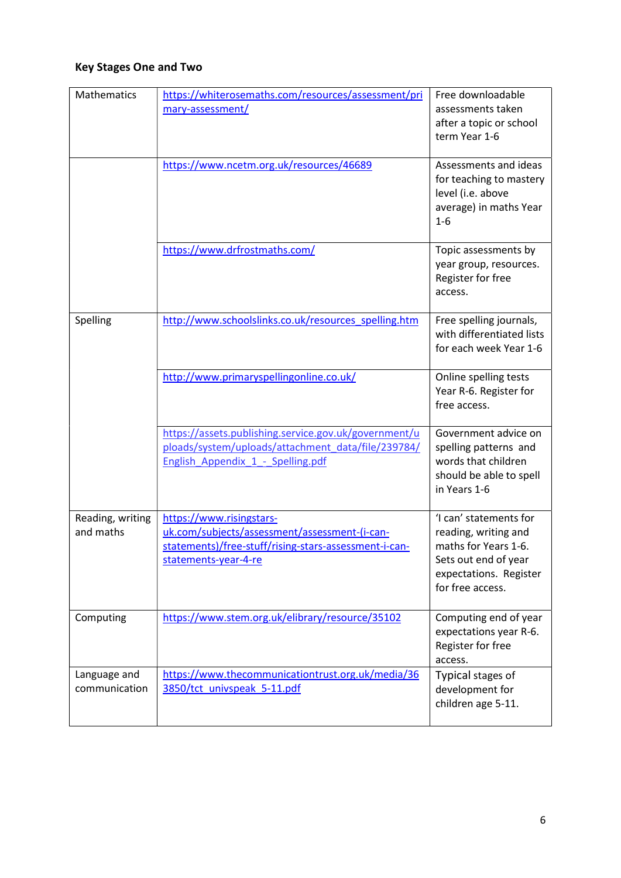**Key Stages One and Two**

| | | |
|---|---|---|
| Mathematics | https://whiterosemaths.com/resources/assessment/primary-assessment/ | Free downloadable assessments taken after a topic or school term Year 1-6 |
| | https://www.ncetm.org.uk/resources/46689 | Assessments and ideas for teaching to mastery level (i.e. above average) in maths Year 1-6 |
| | https://www.drfrostmaths.com/ | Topic assessments by year group, resources. Register for free access. |
| Spelling | http://www.schoolslinks.co.uk/resources_spelling.htm | Free spelling journals, with differentiated lists for each week Year 1-6 |
| | http://www.primaryspellingonline.co.uk/ | Online spelling tests Year R-6. Register for free access. |
| | https://assets.publishing.service.gov.uk/government/uploads/system/uploads/attachment_data/file/239784/English_Appendix_1_-_Spelling.pdf | Government advice on spelling patterns and words that children should be able to spell in Years 1-6 |
| Reading, writing and maths | https://www.risingstars-uk.com/subjects/assessment/assessment-(i-can-statements)/free-stuff/rising-stars-assessment-i-can-statements-year-4-re | 'I can' statements for reading, writing and maths for Years 1-6. Sets out end of year expectations. Register for free access. |
| Computing | https://www.stem.org.uk/elibrary/resource/35102 | Computing end of year expectations year R-6. Register for free access. |
| Language and communication | https://www.thecommunicationtrust.org.uk/media/363850/tct_univspeak_5-11.pdf | Typical stages of development for children age 5-11. |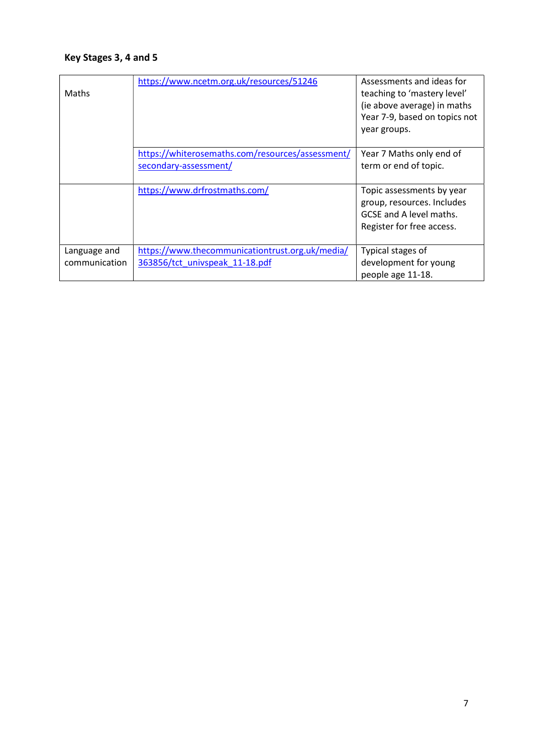**Key Stages 3, 4 and 5**

| | | |
|---|---|---|
| Maths | https://www.ncetm.org.uk/resources/51246 | Assessments and ideas for teaching to 'mastery level' (ie above average) in maths Year 7-9, based on topics not year groups. |
| | https://whiterosemaths.com/resources/assessment/secondary-assessment/ | Year 7 Maths only end of term or end of topic. |
| | https://www.drfrostmaths.com/ | Topic assessments by year group, resources. Includes GCSE and A level maths. Register for free access. |
| Language and communication | https://www.thecommunicationtrust.org.uk/media/363856/tct_univspeak_11-18.pdf | Typical stages of development for young people age 11-18. |